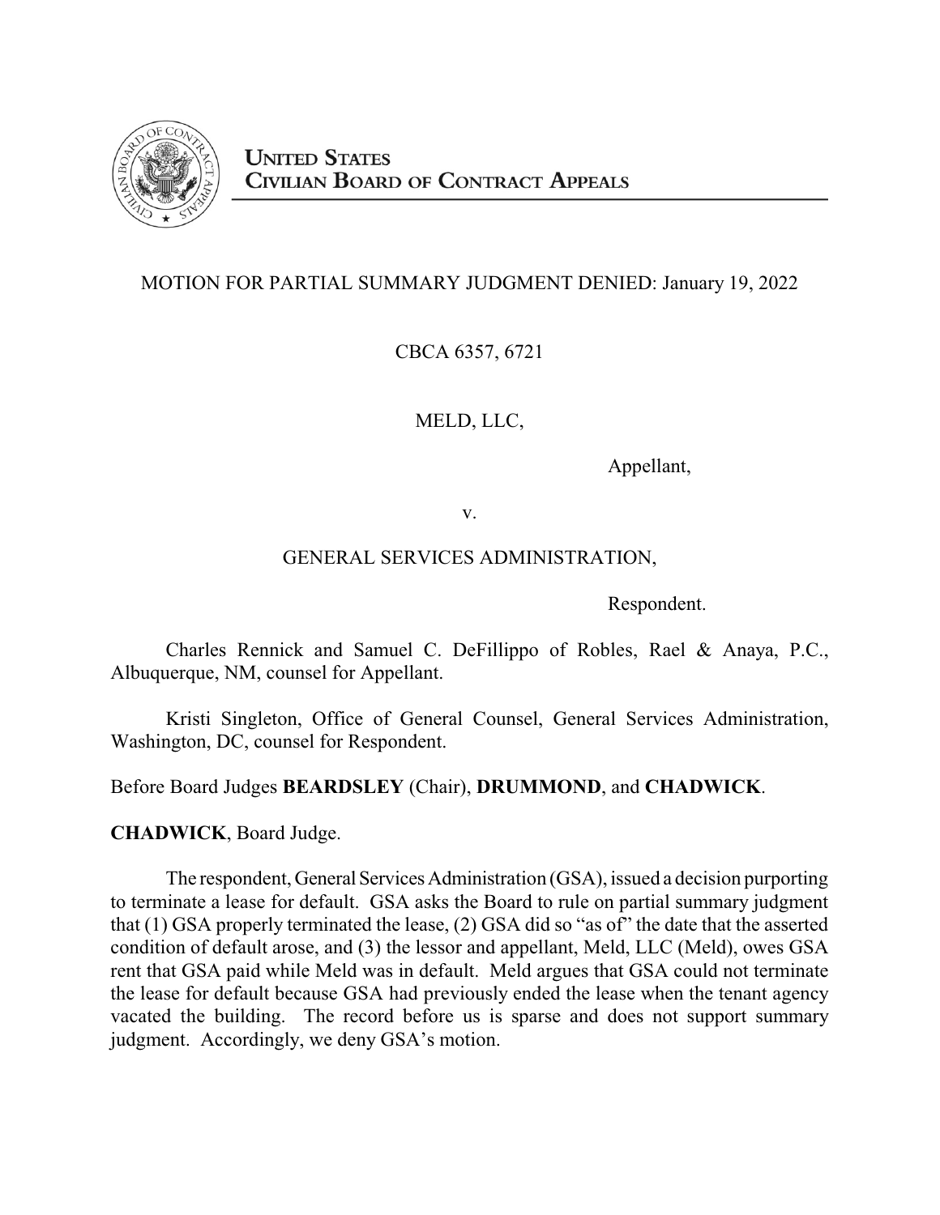**UNITED STATES**
**CIVILIAN BOARD OF CONTRACT APPEALS**

MOTION FOR PARTIAL SUMMARY JUDGMENT DENIED: January 19, 2022

CBCA 6357, 6721

MELD, LLC,

Appellant,

v.

GENERAL SERVICES ADMINISTRATION,

Respondent.

Charles Rennick and Samuel C. DeFillippo of Robles, Rael & Anaya, P.C., Albuquerque, NM, counsel for Appellant.

Kristi Singleton, Office of General Counsel, General Services Administration, Washington, DC, counsel for Respondent.

Before Board Judges **BEARDSLEY** (Chair), **DRUMMOND**, and **CHADWICK**.

**CHADWICK**, Board Judge.

The respondent, General Services Administration (GSA), issued a decision purporting to terminate a lease for default. GSA asks the Board to rule on partial summary judgment that (1) GSA properly terminated the lease, (2) GSA did so "as of" the date that the asserted condition of default arose, and (3) the lessor and appellant, Meld, LLC (Meld), owes GSA rent that GSA paid while Meld was in default. Meld argues that GSA could not terminate the lease for default because GSA had previously ended the lease when the tenant agency vacated the building. The record before us is sparse and does not support summary judgment. Accordingly, we deny GSA's motion.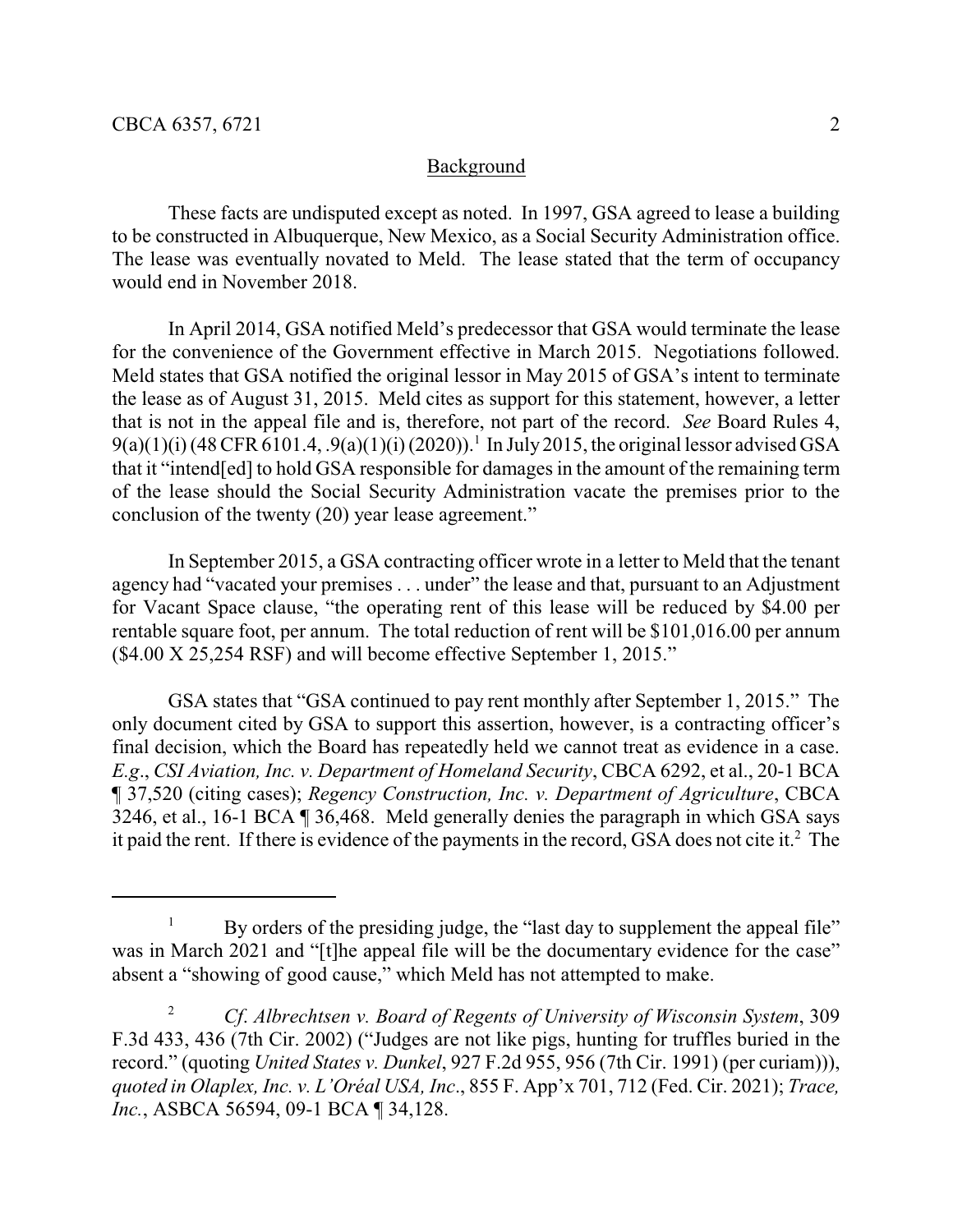## Background

These facts are undisputed except as noted. In 1997, GSA agreed to lease a building to be constructed in Albuquerque, New Mexico, as a Social Security Administration office. The lease was eventually novated to Meld. The lease stated that the term of occupancy would end in November 2018.

In April 2014, GSA notified Meld's predecessor that GSA would terminate the lease for the convenience of the Government effective in March 2015. Negotiations followed. Meld states that GSA notified the original lessor in May 2015 of GSA's intent to terminate the lease as of August 31, 2015. Meld cites as support for this statement, however, a letter that is not in the appeal file and is, therefore, not part of the record. *See* Board Rules 4, 9(a)(1)(i) (48 CFR 6101.4, .9(a)(1)(i) (2020)).[1] In July 2015, the original lessor advised GSA that it "intend[ed] to hold GSA responsible for damages in the amount of the remaining term of the lease should the Social Security Administration vacate the premises prior to the conclusion of the twenty (20) year lease agreement."

In September 2015, a GSA contracting officer wrote in a letter to Meld that the tenant agency had "vacated your premises . . . under" the lease and that, pursuant to an Adjustment for Vacant Space clause, "the operating rent of this lease will be reduced by $4.00 per rentable square foot, per annum. The total reduction of rent will be $101,016.00 per annum ($4.00 X 25,254 RSF) and will become effective September 1, 2015."

GSA states that "GSA continued to pay rent monthly after September 1, 2015." The only document cited by GSA to support this assertion, however, is a contracting officer's final decision, which the Board has repeatedly held we cannot treat as evidence in a case. *E.g.*, *CSI Aviation, Inc. v. Department of Homeland Security*, CBCA 6292, et al., 20-1 BCA ¶ 37,520 (citing cases); *Regency Construction, Inc. v. Department of Agriculture*, CBCA 3246, et al., 16-1 BCA ¶ 36,468. Meld generally denies the paragraph in which GSA says it paid the rent. If there is evidence of the payments in the record, GSA does not cite it.[2] The

---

[1] By orders of the presiding judge, the "last day to supplement the appeal file" was in March 2021 and "[t]he appeal file will be the documentary evidence for the case" absent a "showing of good cause," which Meld has not attempted to make.

[2] *Cf. Albrechtsen v. Board of Regents of University of Wisconsin System*, 309 F.3d 433, 436 (7th Cir. 2002) ("Judges are not like pigs, hunting for truffles buried in the record." (quoting *United States v. Dunkel*, 927 F.2d 955, 956 (7th Cir. 1991) (per curiam))), *quoted in Olaplex, Inc. v. L'Oréal USA, Inc*., 855 F. App'x 701, 712 (Fed. Cir. 2021); *Trace, Inc.*, ASBCA 56594, 09-1 BCA ¶ 34,128.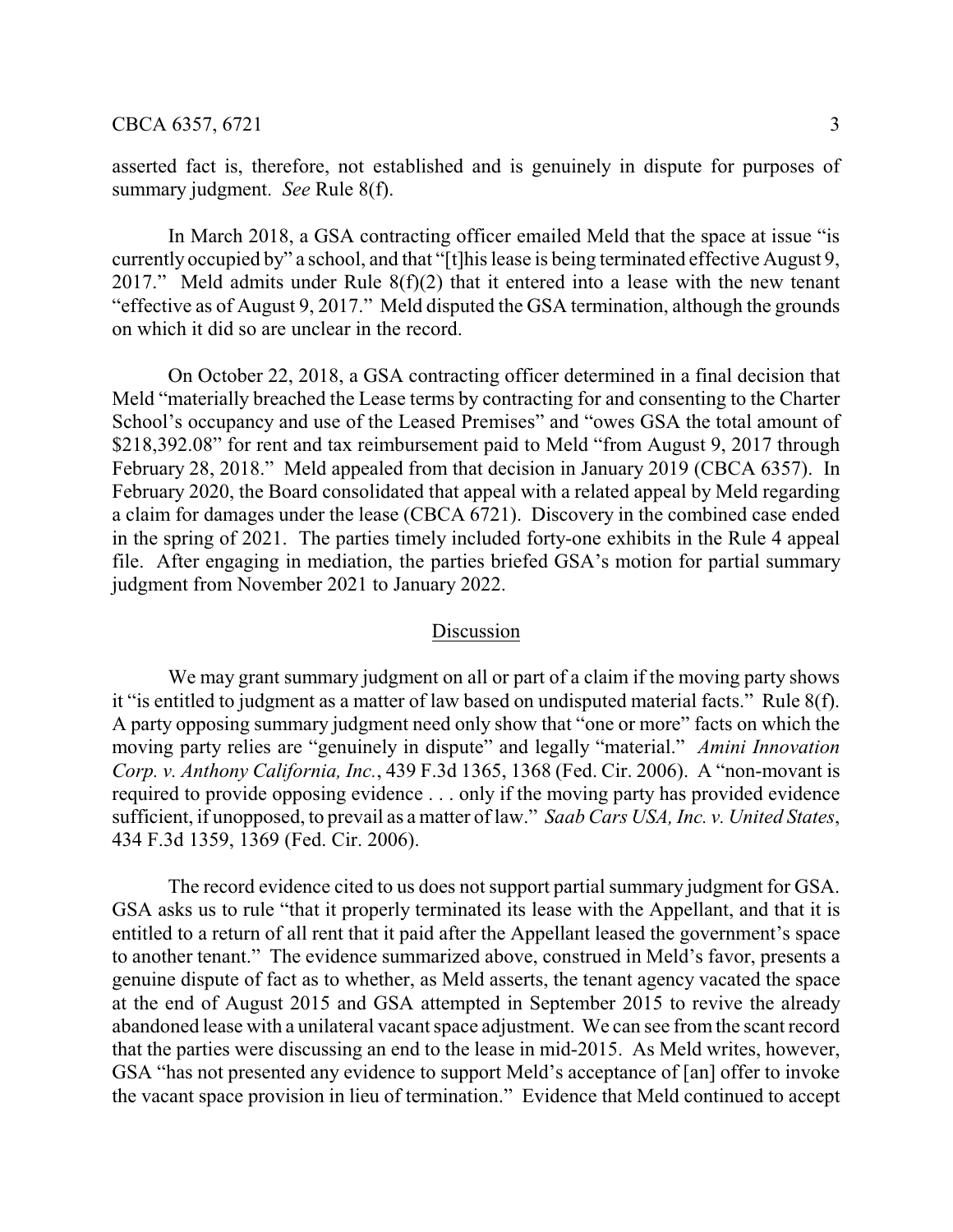asserted fact is, therefore, not established and is genuinely in dispute for purposes of summary judgment. *See* Rule 8(f).

In March 2018, a GSA contracting officer emailed Meld that the space at issue "is currently occupied by" a school, and that "[t]his lease is being terminated effective August 9, 2017." Meld admits under Rule 8(f)(2) that it entered into a lease with the new tenant "effective as of August 9, 2017." Meld disputed the GSA termination, although the grounds on which it did so are unclear in the record.

On October 22, 2018, a GSA contracting officer determined in a final decision that Meld "materially breached the Lease terms by contracting for and consenting to the Charter School's occupancy and use of the Leased Premises" and "owes GSA the total amount of $218,392.08" for rent and tax reimbursement paid to Meld "from August 9, 2017 through February 28, 2018." Meld appealed from that decision in January 2019 (CBCA 6357). In February 2020, the Board consolidated that appeal with a related appeal by Meld regarding a claim for damages under the lease (CBCA 6721). Discovery in the combined case ended in the spring of 2021. The parties timely included forty-one exhibits in the Rule 4 appeal file. After engaging in mediation, the parties briefed GSA's motion for partial summary judgment from November 2021 to January 2022.

## Discussion

We may grant summary judgment on all or part of a claim if the moving party shows it "is entitled to judgment as a matter of law based on undisputed material facts." Rule 8(f). A party opposing summary judgment need only show that "one or more" facts on which the moving party relies are "genuinely in dispute" and legally "material." *Amini Innovation Corp. v. Anthony California, Inc.*, 439 F.3d 1365, 1368 (Fed. Cir. 2006). A "non-movant is required to provide opposing evidence . . . only if the moving party has provided evidence sufficient, if unopposed, to prevail as a matter of law." *Saab Cars USA, Inc. v. United States*, 434 F.3d 1359, 1369 (Fed. Cir. 2006).

The record evidence cited to us does not support partial summary judgment for GSA. GSA asks us to rule "that it properly terminated its lease with the Appellant, and that it is entitled to a return of all rent that it paid after the Appellant leased the government's space to another tenant." The evidence summarized above, construed in Meld's favor, presents a genuine dispute of fact as to whether, as Meld asserts, the tenant agency vacated the space at the end of August 2015 and GSA attempted in September 2015 to revive the already abandoned lease with a unilateral vacant space adjustment. We can see from the scant record that the parties were discussing an end to the lease in mid-2015. As Meld writes, however, GSA "has not presented any evidence to support Meld's acceptance of [an] offer to invoke the vacant space provision in lieu of termination." Evidence that Meld continued to accept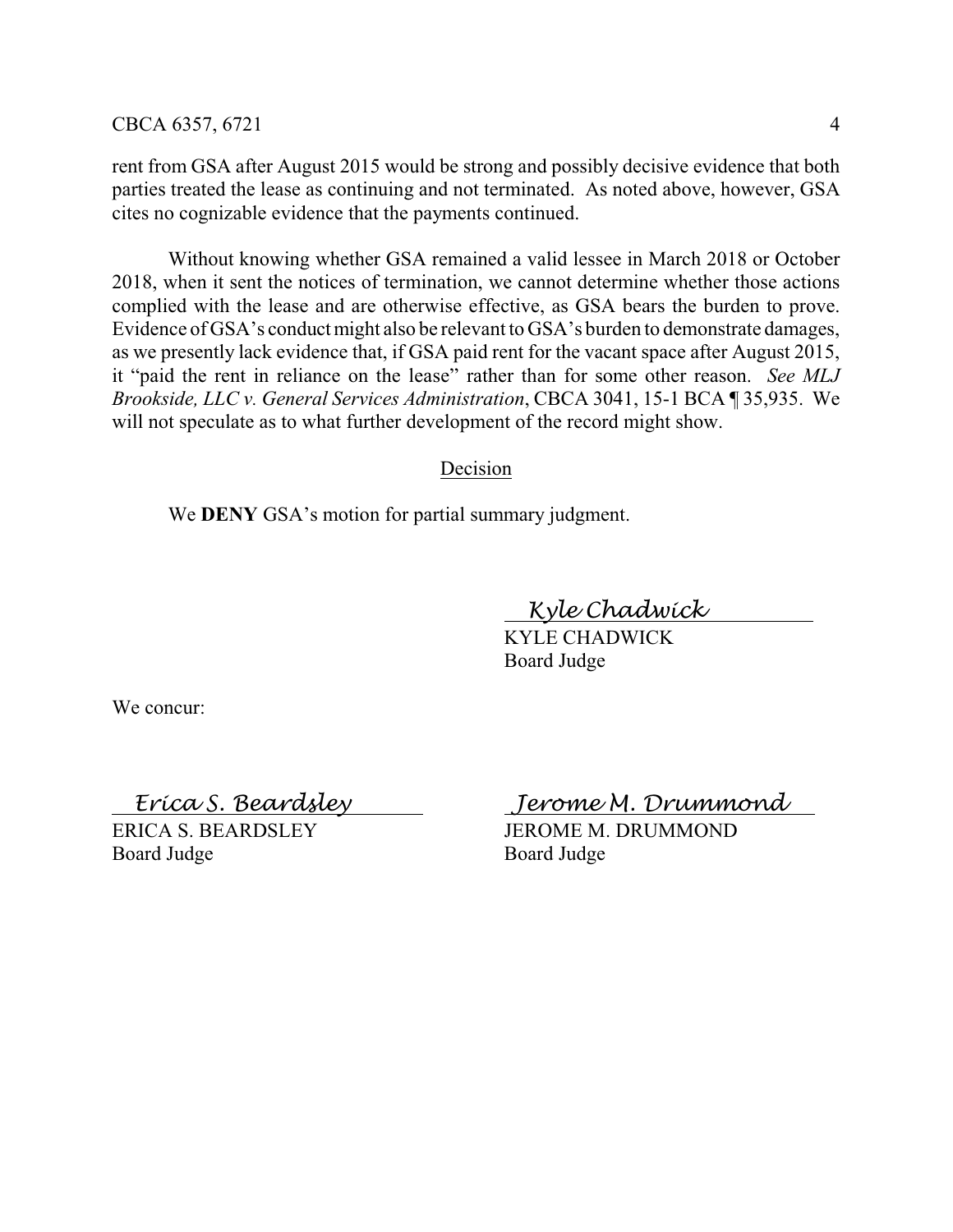rent from GSA after August 2015 would be strong and possibly decisive evidence that both parties treated the lease as continuing and not terminated. As noted above, however, GSA cites no cognizable evidence that the payments continued.

Without knowing whether GSA remained a valid lessee in March 2018 or October 2018, when it sent the notices of termination, we cannot determine whether those actions complied with the lease and are otherwise effective, as GSA bears the burden to prove. Evidence of GSA's conduct might also be relevant to GSA's burden to demonstrate damages, as we presently lack evidence that, if GSA paid rent for the vacant space after August 2015, it "paid the rent in reliance on the lease" rather than for some other reason. *See MLJ Brookside, LLC v. General Services Administration*, CBCA 3041, 15-1 BCA ¶ 35,935. We will not speculate as to what further development of the record might show.

## Decision

We **DENY** GSA's motion for partial summary judgment.

*Kyle Chadwick*
KYLE CHADWICK
Board Judge

We concur:

*Erica S. Beardsley*
ERICA S. BEARDSLEY
Board Judge

*Jerome M. Drummond*
JEROME M. DRUMMOND
Board Judge